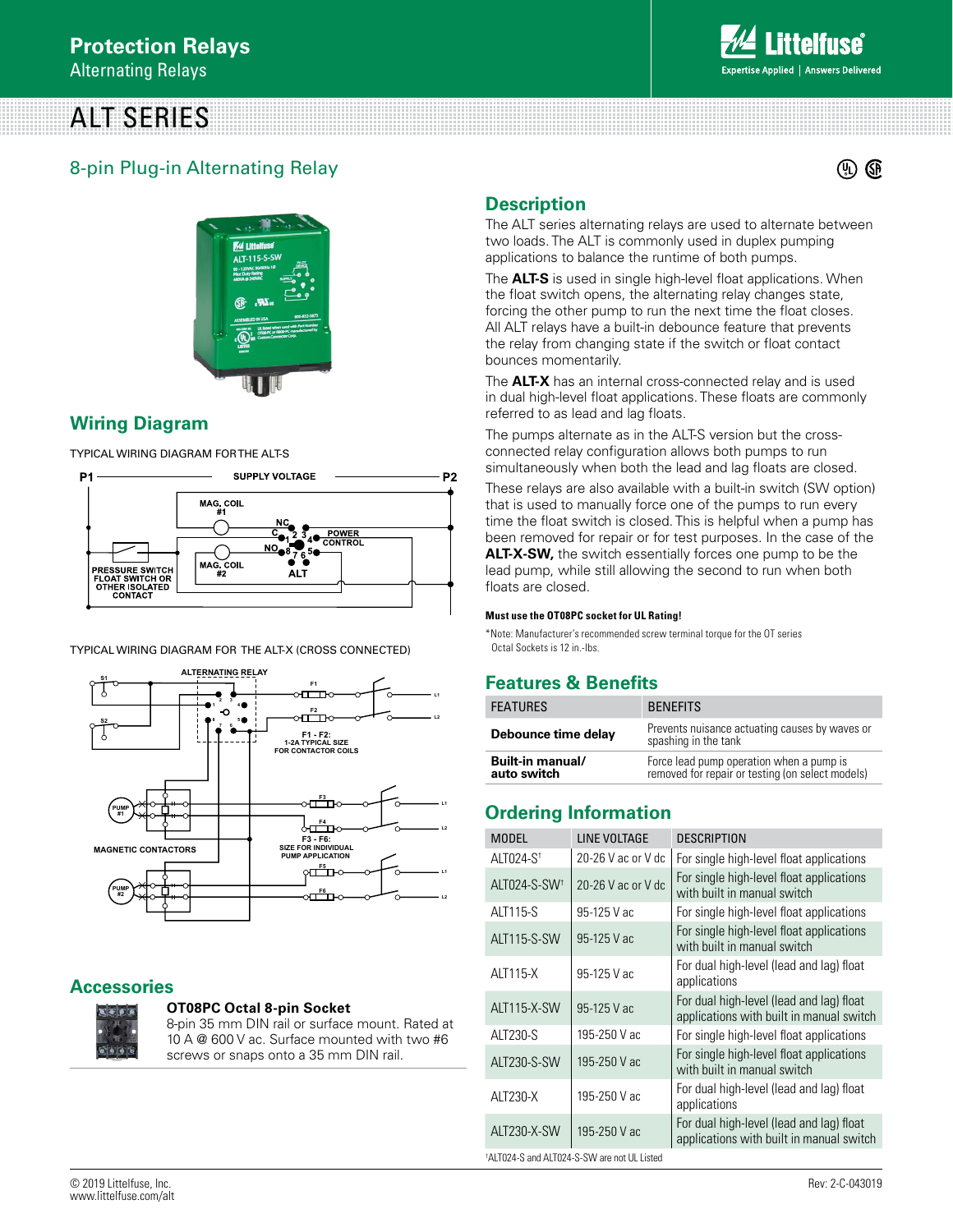# Protection Relays

Alternating Relays

# ALT SERIES

## 8-pin Plug-in Alternating Relay

## Description

The ALT series alternating relays are used to alternate between two loads. The ALT is commonly used in duplex pumping applications to balance the runtime of both pumps.

The **ALT-S** is used in single high-level float applications. When the float switch opens, the alternating relay changes state, forcing the other pump to run the next time the float closes. All ALT relays have a built-in debounce feature that prevents the relay from changing state if the switch or float contact bounces momentarily.

The **ALT-X** has an internal cross-connected relay and is used in dual high-level float applications. These floats are commonly referred to as lead and lag floats.

The pumps alternate as in the ALT-S version but the cross-connected relay configuration allows both pumps to run simultaneously when both the lead and lag floats are closed.

These relays are also available with a built-in switch (SW option) that is used to manually force one of the pumps to run every time the float switch is closed. This is helpful when a pump has been removed for repair or for test purposes. In the case of the **ALT-X-SW,** the switch essentially forces one pump to be the lead pump, while still allowing the second to run when both floats are closed.

**Must use the OT08PC socket for UL Rating!**

*Note: Manufacturer's recommended screw terminal torque for the OT series Octal Sockets is 12 in.-lbs.

## Wiring Diagram

TYPICAL WIRING DIAGRAM FOR THE ALT-S

TYPICAL WIRING DIAGRAM FOR THE ALT-X (CROSS CONNECTED)

## Features & Benefits

| FEATURES | BENEFITS |
|---|---|
| **Debounce time delay** | Prevents nuisance actuating causes by waves or spashing in the tank |
| **Built-in manual/ auto switch** | Force lead pump operation when a pump is removed for repair or testing (on select models) |

## Ordering Information

| MODEL | LINE VOLTAGE | DESCRIPTION |
|---|---|---|
| ALT024-S† | 20-26 V ac or V dc | For single high-level float applications |
| ALT024-S-SW† | 20-26 V ac or V dc | For single high-level float applications with built in manual switch |
| ALT115-S | 95-125 V ac | For single high-level float applications |
| ALT115-S-SW | 95-125 V ac | For single high-level float applications with built in manual switch |
| ALT115-X | 95-125 V ac | For dual high-level (lead and lag) float applications |
| ALT115-X-SW | 95-125 V ac | For dual high-level (lead and lag) float applications with built in manual switch |
| ALT230-S | 195-250 V ac | For single high-level float applications |
| ALT230-S-SW | 195-250 V ac | For single high-level float applications with built in manual switch |
| ALT230-X | 195-250 V ac | For dual high-level (lead and lag) float applications |
| ALT230-X-SW | 195-250 V ac | For dual high-level (lead and lag) float applications with built in manual switch |

†ALT024-S and ALT024-S-SW are not UL Listed

## Accessories

**OT08PC Octal 8-pin Socket**

8-pin 35 mm DIN rail or surface mount. Rated at 10 A @ 600 V ac. Surface mounted with two #6 screws or snaps onto a 35 mm DIN rail.

© 2019 Littelfuse, Inc.
www.littelfuse.com/alt

Rev: 2-C-043019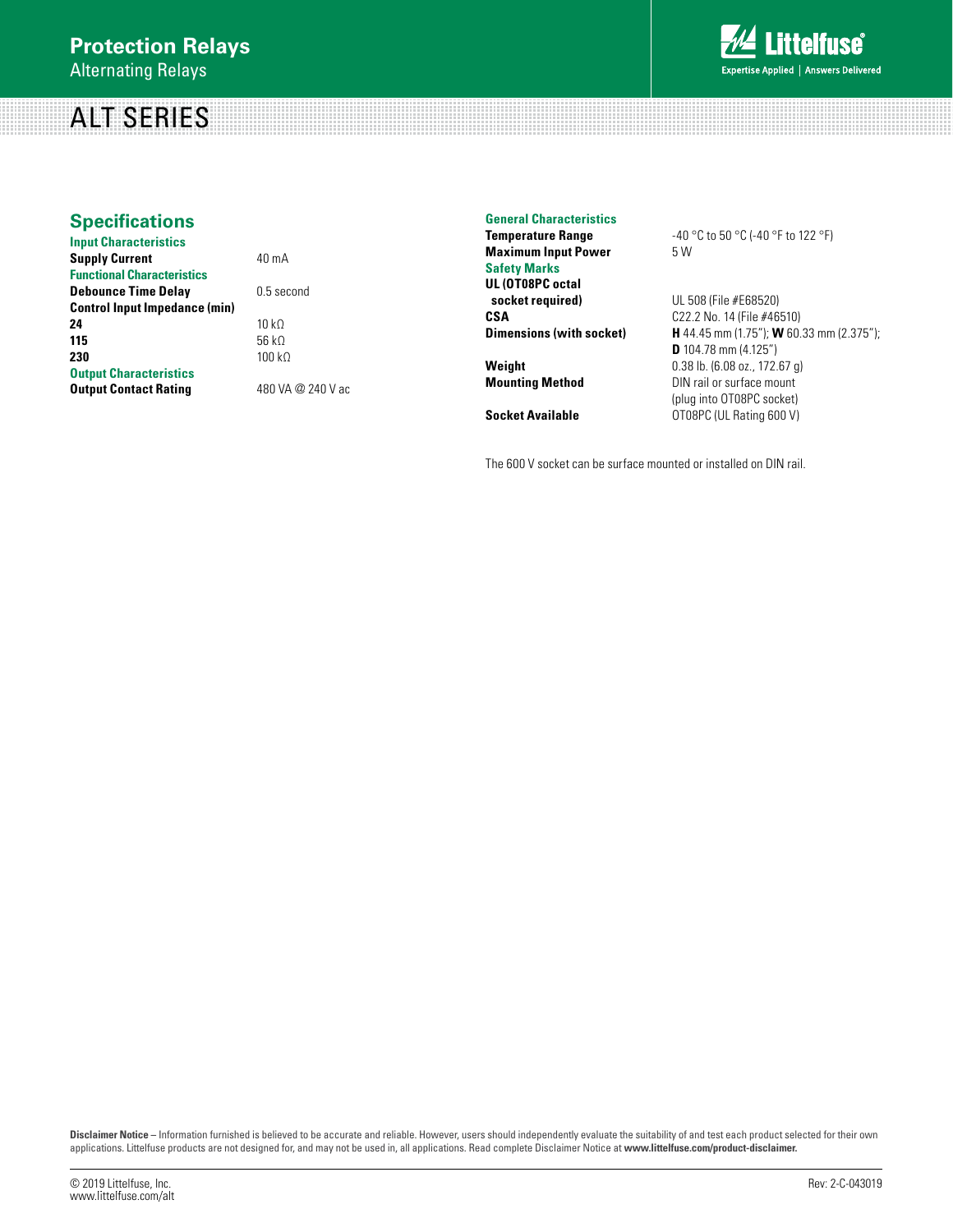# ALT SERIES

## Specifications

| | |
|---|---|
| **Input Characteristics** | |
| **Supply Current** | 40 mA |
| **Functional Characteristics** | |
| **Debounce Time Delay** | 0.5 second |
| **Control Input Impedance (min)** | |
| **24** | 10 kΩ |
| **115** | 56 kΩ |
| **230** | 100 kΩ |
| **Output Characteristics** | |
| **Output Contact Rating** | 480 VA @ 240 V ac |

| | |
|---|---|
| **General Characteristics** | |
| **Temperature Range** | -40 °C to 50 °C (-40 °F to 122 °F) |
| **Maximum Input Power** | 5 W |
| **Safety Marks** | |
| **UL (OT08PC octal socket required)** | UL 508 (File #E68520) |
| **CSA** | C22.2 No. 14 (File #46510) |
| **Dimensions (with socket)** | **H** 44.45 mm (1.75"); **W** 60.33 mm (2.375"); **D** 104.78 mm (4.125") |
| **Weight** | 0.38 lb. (6.08 oz., 172.67 g) |
| **Mounting Method** | DIN rail or surface mount (plug into OT08PC socket) |
| **Socket Available** | OT08PC (UL Rating 600 V) |

The 600 V socket can be surface mounted or installed on DIN rail.

**Disclaimer Notice** – Information furnished is believed to be accurate and reliable. However, users should independently evaluate the suitability of and test each product selected for their own applications. Littelfuse products are not designed for, and may not be used in, all applications. Read complete Disclaimer Notice at **www.littelfuse.com/product-disclaimer.**

© 2019 Littelfuse, Inc.
www.littelfuse.com/alt

Rev: 2-C-043019